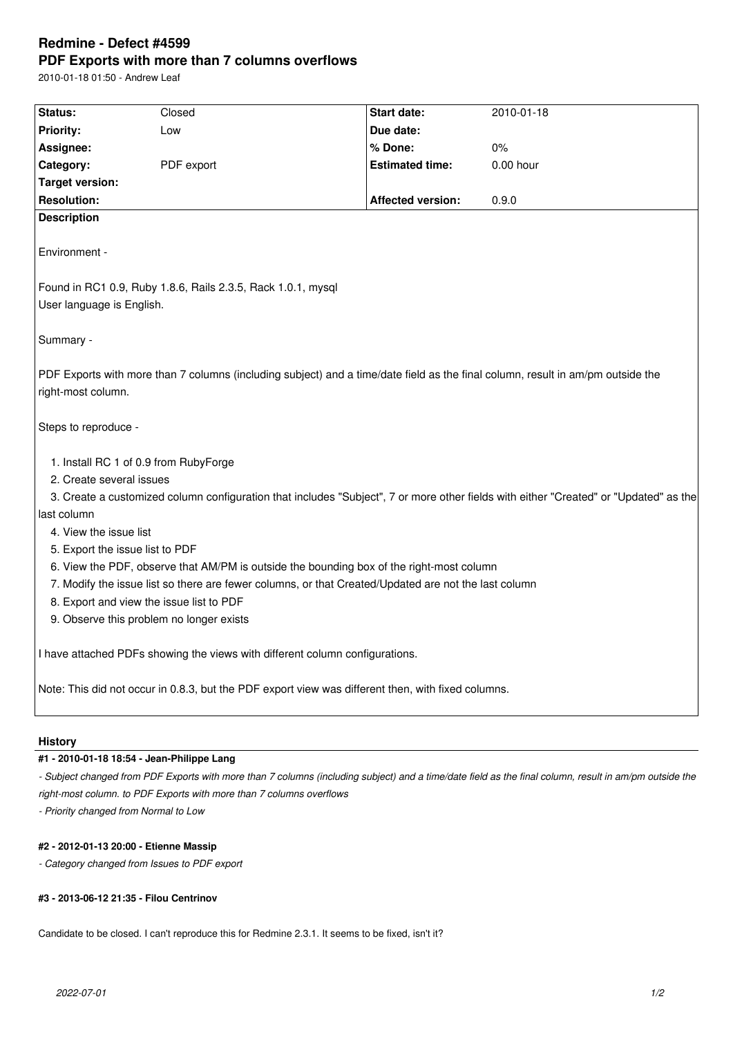# Redmine - Defect #4599

# PDF Exports with more than 7 columns overflows

2010-01-18 01:50 - Andrew Leaf

| Status: | Closed | Start date: | 2010-01-18 |
|---|---|---|---|
| Priority: | Low | Due date: | |
| Assignee: | | % Done: | 0% |
| Category: | PDF export | Estimated time: | 0.00 hour |
| Target version: | | | |
| Resolution: | | Affected version: | 0.9.0 |

**Description**

Environment -

Found in RC1 0.9, Ruby 1.8.6, Rails 2.3.5, Rack 1.0.1, mysql
User language is English.

Summary -

PDF Exports with more than 7 columns (including subject) and a time/date field as the final column, result in am/pm outside the right-most column.

Steps to reproduce -

1. Install RC 1 of 0.9 from RubyForge
2. Create several issues
3. Create a customized column configuration that includes "Subject", 7 or more other fields with either "Created" or "Updated" as the last column
4. View the issue list
5. Export the issue list to PDF
6. View the PDF, observe that AM/PM is outside the bounding box of the right-most column
7. Modify the issue list so there are fewer columns, or that Created/Updated are not the last column
8. Export and view the issue list to PDF
9. Observe this problem no longer exists

I have attached PDFs showing the views with different column configurations.

Note: This did not occur in 0.8.3, but the PDF export view was different then, with fixed columns.

## History

**#1 - 2010-01-18 18:54 - Jean-Philippe Lang**

*- Subject changed from PDF Exports with more than 7 columns (including subject) and a time/date field as the final column, result in am/pm outside the right-most column. to PDF Exports with more than 7 columns overflows*

*- Priority changed from Normal to Low*

**#2 - 2012-01-13 20:00 - Etienne Massip**

*- Category changed from Issues to PDF export*

**#3 - 2013-06-12 21:35 - Filou Centrinov**

Candidate to be closed. I can't reproduce this for Redmine 2.3.1. It seems to be fixed, isn't it?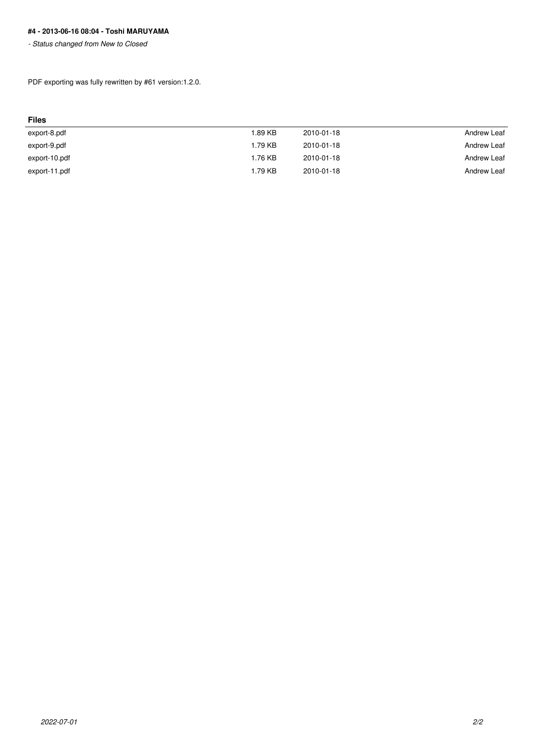#### #4 - 2013-06-16 08:04 - Toshi MARUYAMA

*- Status changed from New to Closed*

PDF exporting was fully rewritten by #61 version:1.2.0.

### Files

| | | | |
|---|---|---|---|
| export-8.pdf | 1.89 KB | 2010-01-18 | Andrew Leaf |
| export-9.pdf | 1.79 KB | 2010-01-18 | Andrew Leaf |
| export-10.pdf | 1.76 KB | 2010-01-18 | Andrew Leaf |
| export-11.pdf | 1.79 KB | 2010-01-18 | Andrew Leaf |